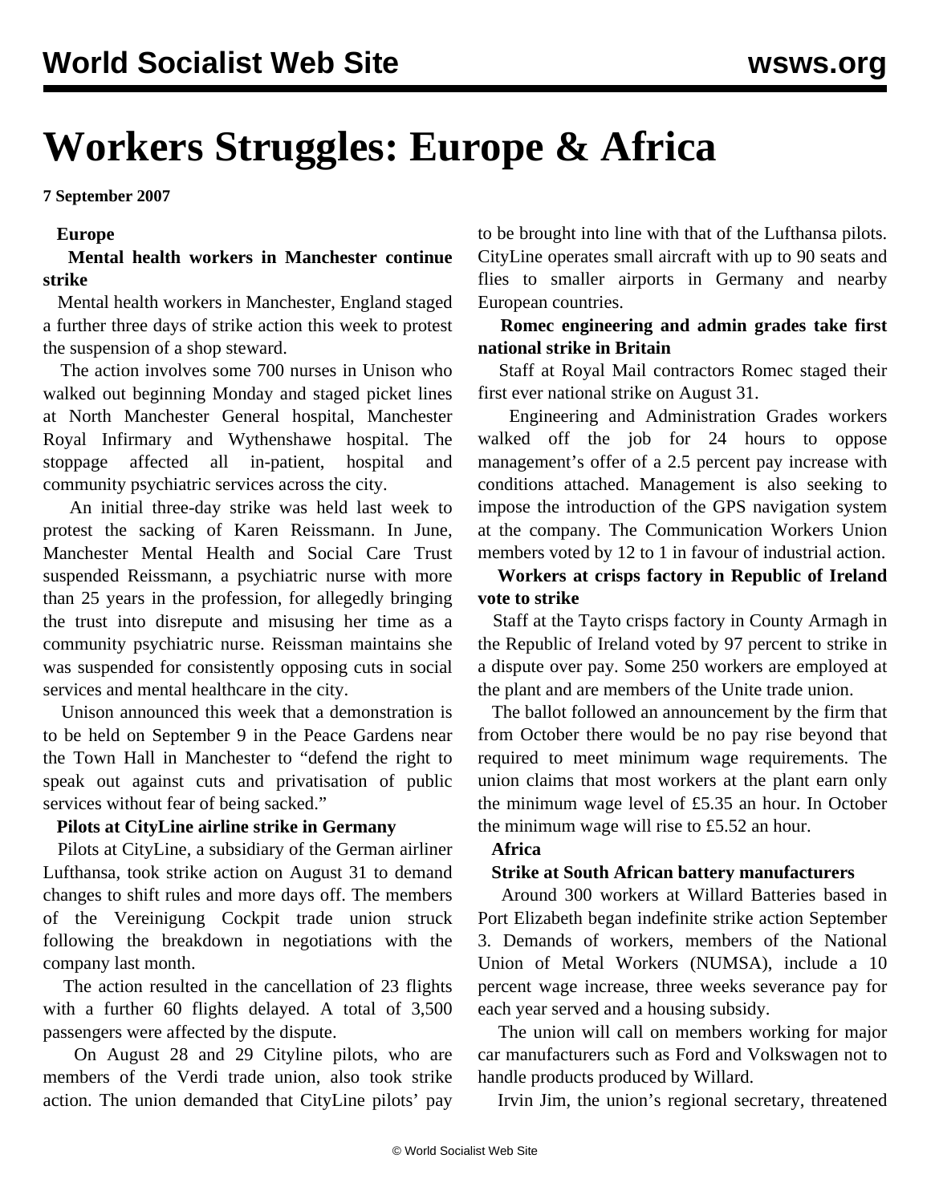# Workers Struggles: Europe & Africa

**7 September 2007**

## Europe

### Mental health workers in Manchester continue strike

Mental health workers in Manchester, England staged a further three days of strike action this week to protest the suspension of a shop steward.

The action involves some 700 nurses in Unison who walked out beginning Monday and staged picket lines at North Manchester General hospital, Manchester Royal Infirmary and Wythenshawe hospital. The stoppage affected all in-patient, hospital and community psychiatric services across the city.

An initial three-day strike was held last week to protest the sacking of Karen Reissmann. In June, Manchester Mental Health and Social Care Trust suspended Reissmann, a psychiatric nurse with more than 25 years in the profession, for allegedly bringing the trust into disrepute and misusing her time as a community psychiatric nurse. Reissman maintains she was suspended for consistently opposing cuts in social services and mental healthcare in the city.

Unison announced this week that a demonstration is to be held on September 9 in the Peace Gardens near the Town Hall in Manchester to "defend the right to speak out against cuts and privatisation of public services without fear of being sacked."

### Pilots at CityLine airline strike in Germany

Pilots at CityLine, a subsidiary of the German airliner Lufthansa, took strike action on August 31 to demand changes to shift rules and more days off. The members of the Vereinigung Cockpit trade union struck following the breakdown in negotiations with the company last month.

The action resulted in the cancellation of 23 flights with a further 60 flights delayed. A total of 3,500 passengers were affected by the dispute.

On August 28 and 29 Cityline pilots, who are members of the Verdi trade union, also took strike action. The union demanded that CityLine pilots' pay to be brought into line with that of the Lufthansa pilots. CityLine operates small aircraft with up to 90 seats and flies to smaller airports in Germany and nearby European countries.

### Romec engineering and admin grades take first national strike in Britain

Staff at Royal Mail contractors Romec staged their first ever national strike on August 31.

Engineering and Administration Grades workers walked off the job for 24 hours to oppose management's offer of a 2.5 percent pay increase with conditions attached. Management is also seeking to impose the introduction of the GPS navigation system at the company. The Communication Workers Union members voted by 12 to 1 in favour of industrial action.

### Workers at crisps factory in Republic of Ireland vote to strike

Staff at the Tayto crisps factory in County Armagh in the Republic of Ireland voted by 97 percent to strike in a dispute over pay. Some 250 workers are employed at the plant and are members of the Unite trade union.

The ballot followed an announcement by the firm that from October there would be no pay rise beyond that required to meet minimum wage requirements. The union claims that most workers at the plant earn only the minimum wage level of £5.35 an hour. In October the minimum wage will rise to £5.52 an hour.

## Africa

### Strike at South African battery manufacturers

Around 300 workers at Willard Batteries based in Port Elizabeth began indefinite strike action September 3. Demands of workers, members of the National Union of Metal Workers (NUMSA), include a 10 percent wage increase, three weeks severance pay for each year served and a housing subsidy.

The union will call on members working for major car manufacturers such as Ford and Volkswagen not to handle products produced by Willard.

Irvin Jim, the union's regional secretary, threatened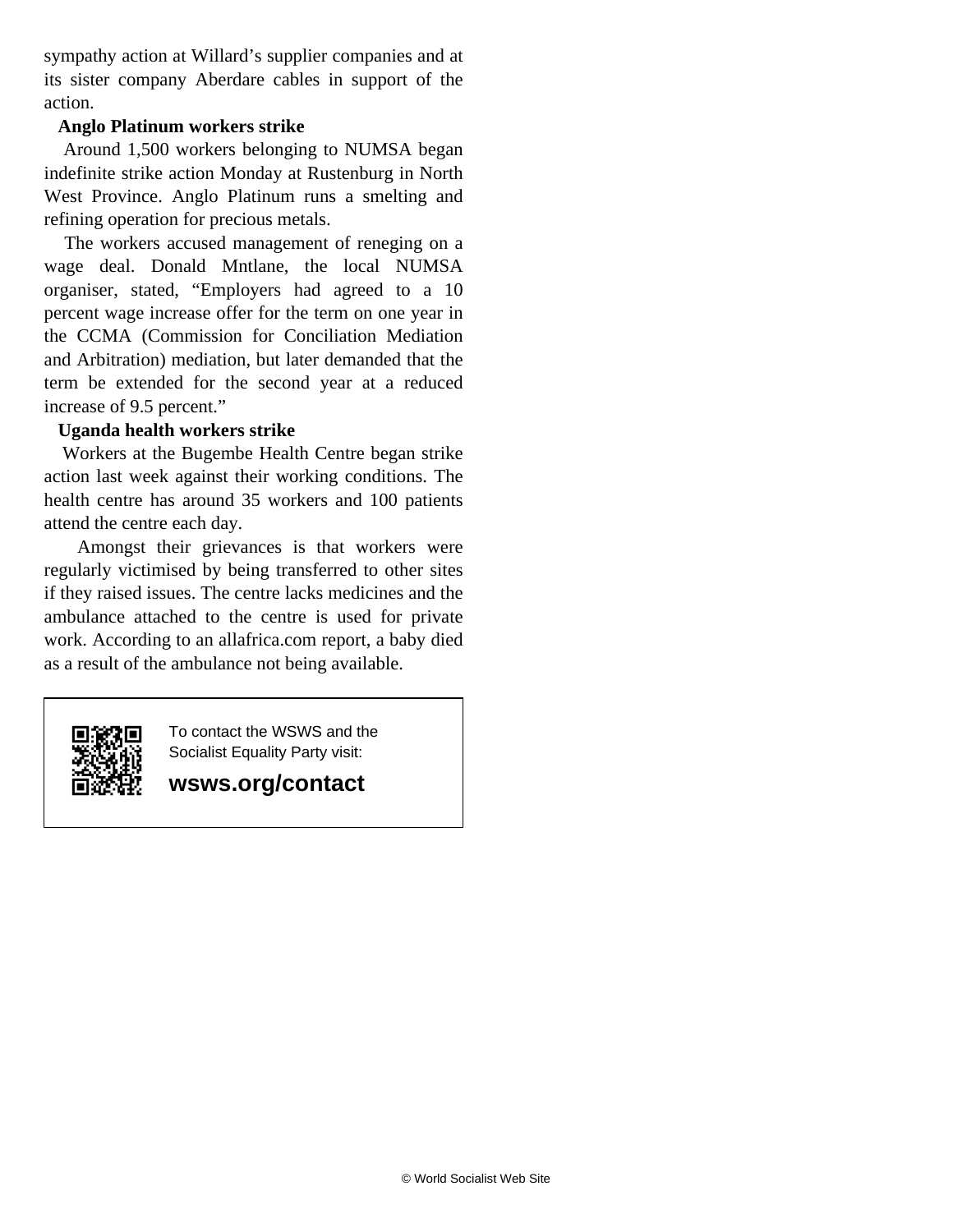sympathy action at Willard's supplier companies and at its sister company Aberdare cables in support of the action.

**Anglo Platinum workers strike**

Around 1,500 workers belonging to NUMSA began indefinite strike action Monday at Rustenburg in North West Province. Anglo Platinum runs a smelting and refining operation for precious metals.

The workers accused management of reneging on a wage deal. Donald Mntlane, the local NUMSA organiser, stated, "Employers had agreed to a 10 percent wage increase offer for the term on one year in the CCMA (Commission for Conciliation Mediation and Arbitration) mediation, but later demanded that the term be extended for the second year at a reduced increase of 9.5 percent."

**Uganda health workers strike**

Workers at the Bugembe Health Centre began strike action last week against their working conditions. The health centre has around 35 workers and 100 patients attend the centre each day.

Amongst their grievances is that workers were regularly victimised by being transferred to other sites if they raised issues. The centre lacks medicines and the ambulance attached to the centre is used for private work. According to an allafrica.com report, a baby died as a result of the ambulance not being available.

To contact the WSWS and the Socialist Equality Party visit:

**wsws.org/contact**